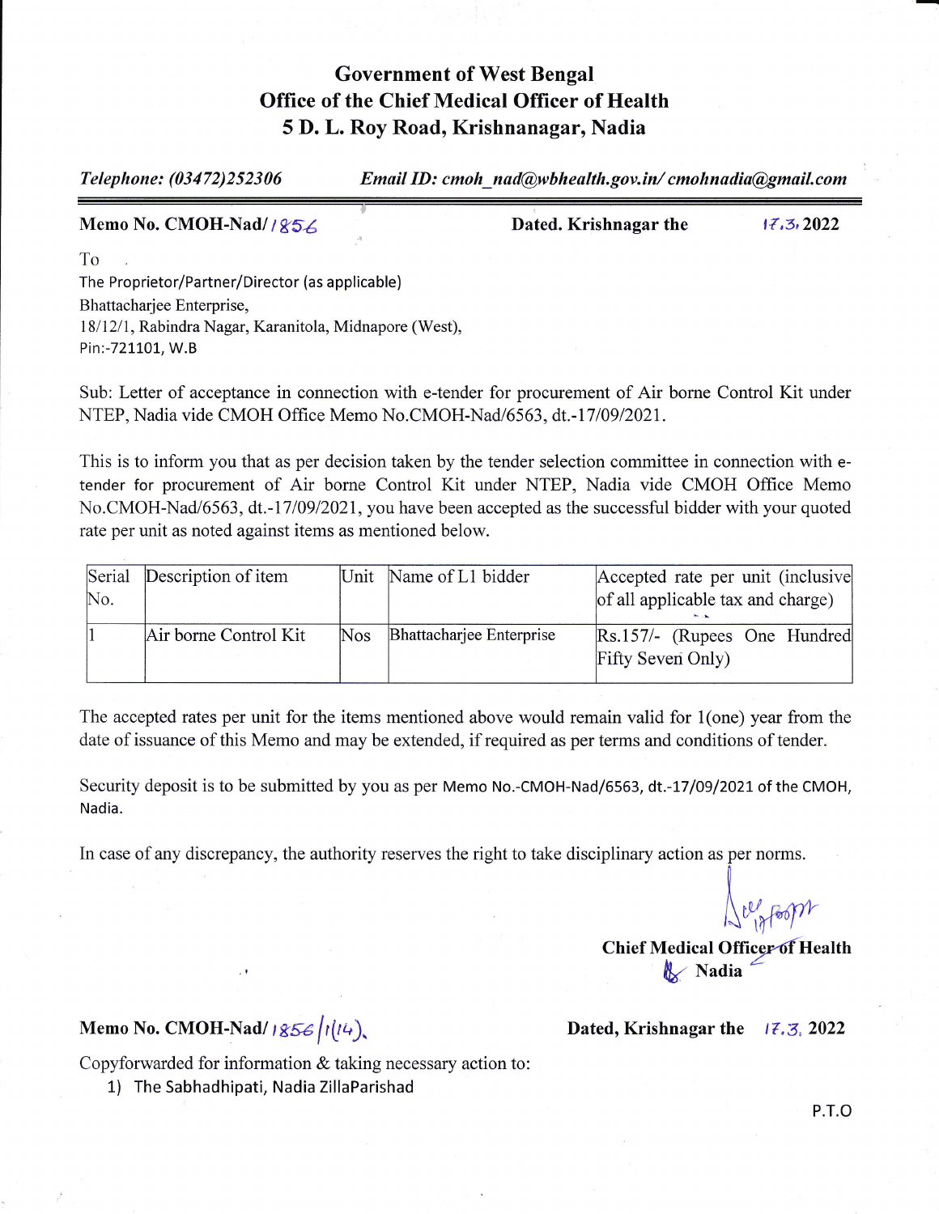# Government of West Bengal
## Office of the Chief Medical Officer of Health
## 5 D. L. Roy Road, Krishnanagar, Nadia

*Telephone: (03472)252306* *Email ID: cmoh_nad@wbhealth.gov.in/ cmohnadia@gmail.com*

**Memo No. CMOH-Nad/ 1856** **Dated. Krishnagar the 17.3.2022**

To
The Proprietor/Partner/Director (as applicable)
Bhattacharjee Enterprise,
18/12/1, Rabindra Nagar, Karanitola, Midnapore (West),
Pin:-721101, W.B

Sub: Letter of acceptance in connection with e-tender for procurement of Air borne Control Kit under NTEP, Nadia vide CMOH Office Memo No.CMOH-Nad/6563, dt.-17/09/2021.

This is to inform you that as per decision taken by the tender selection committee in connection with e-tender for procurement of Air borne Control Kit under NTEP, Nadia vide CMOH Office Memo No.CMOH-Nad/6563, dt.-17/09/2021, you have been accepted as the successful bidder with your quoted rate per unit as noted against items as mentioned below.

| Serial No. | Description of item | Unit | Name of L1 bidder | Accepted rate per unit (inclusive of all applicable tax and charge) |
|---|---|---|---|---|
| 1 | Air borne Control Kit | Nos | Bhattacharjee Enterprise | Rs.157/- (Rupees One Hundred Fifty Seven Only) |

The accepted rates per unit for the items mentioned above would remain valid for 1(one) year from the date of issuance of this Memo and may be extended, if required as per terms and conditions of tender.

Security deposit is to be submitted by you as per Memo No.-CMOH-Nad/6563, dt.-17/09/2021 of the CMOH, Nadia.

In case of any discrepancy, the authority reserves the right to take disciplinary action as per norms.

**Chief Medical Officer of Health**
**Nadia**

**Memo No. CMOH-Nad/ 1856/1(14).** **Dated, Krishnagar the 17.3. 2022**

Copyforwarded for information & taking necessary action to:

1) The Sabhadhipati, Nadia ZillaParishad

P.T.O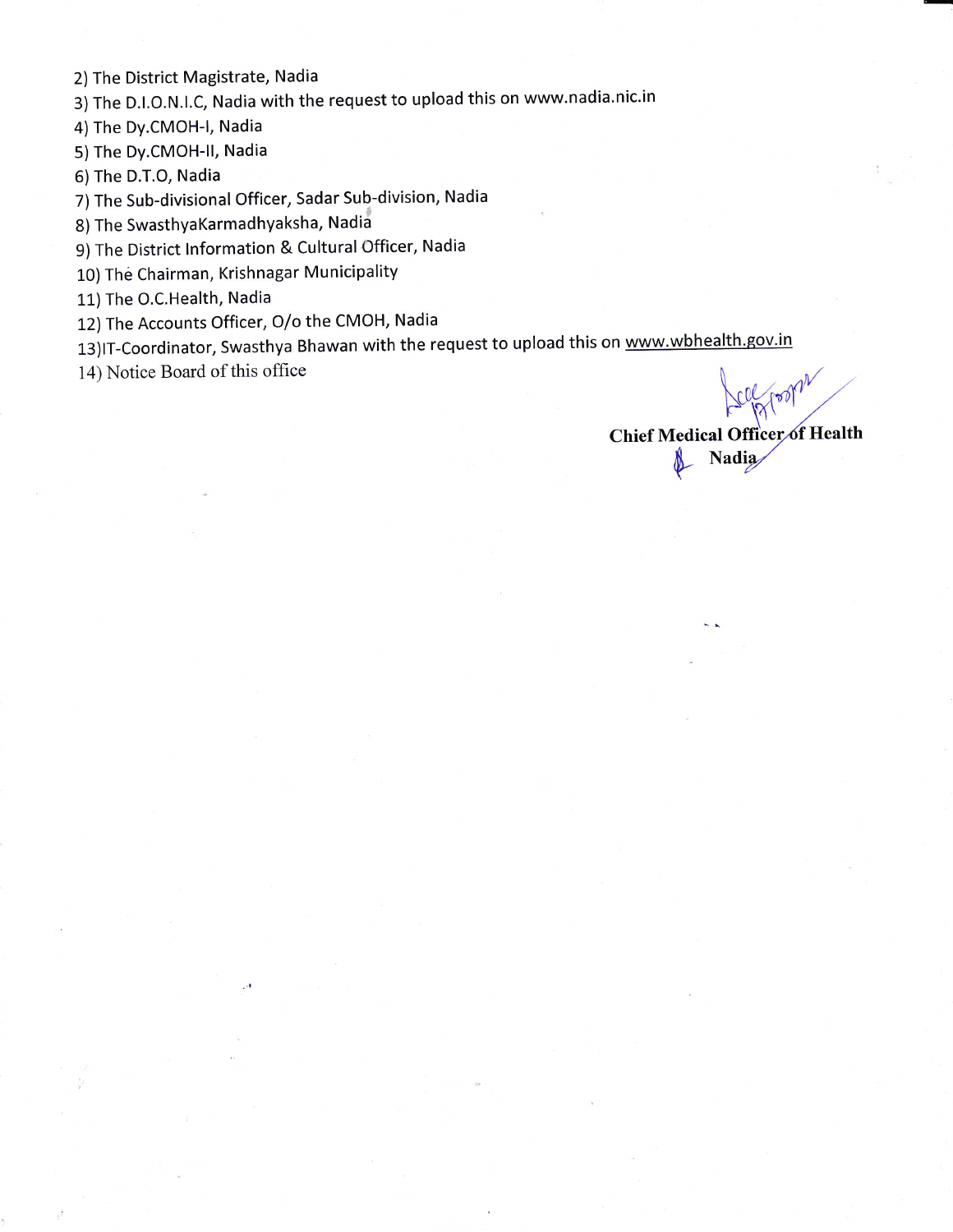2) The District Magistrate, Nadia
3) The D.I.O.N.I.C, Nadia with the request to upload this on www.nadia.nic.in
4) The Dy.CMOH-I, Nadia
5) The Dy.CMOH-II, Nadia
6) The D.T.O, Nadia
7) The Sub-divisional Officer, Sadar Sub-division, Nadia
8) The SwasthyaKarmadhyaksha, Nadia
9) The District Information & Cultural Officer, Nadia
10) The Chairman, Krishnagar Municipality
11) The O.C.Health, Nadia
12) The Accounts Officer, O/o the CMOH, Nadia
13)IT-Coordinator, Swasthya Bhawan with the request to upload this on www.wbhealth.gov.in
14) Notice Board of this office

**Chief Medical Officer of Health**
**Nadia**